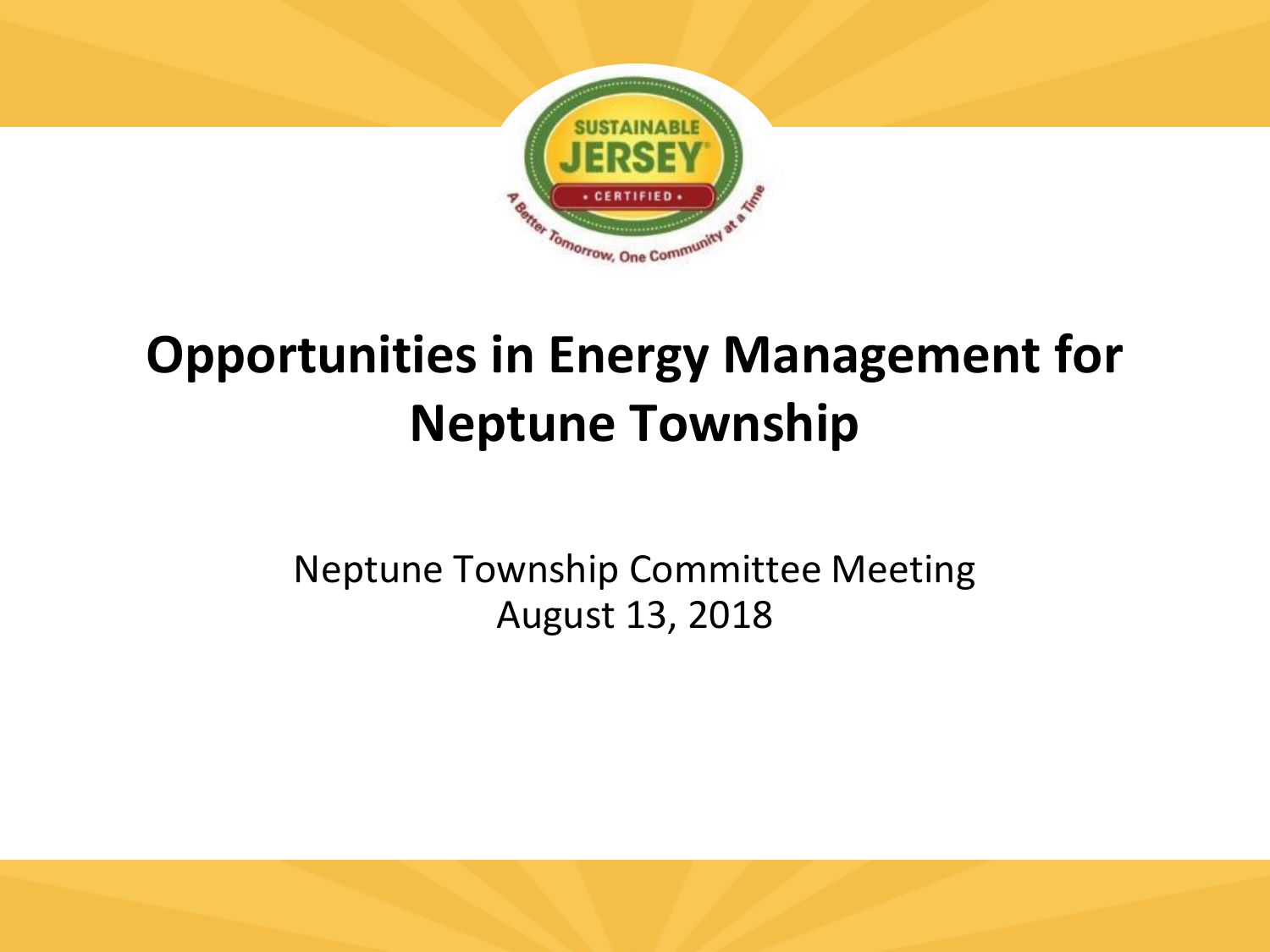# Opportunities in Energy Management for Neptune Township

Neptune Township Committee Meeting
August 13, 2018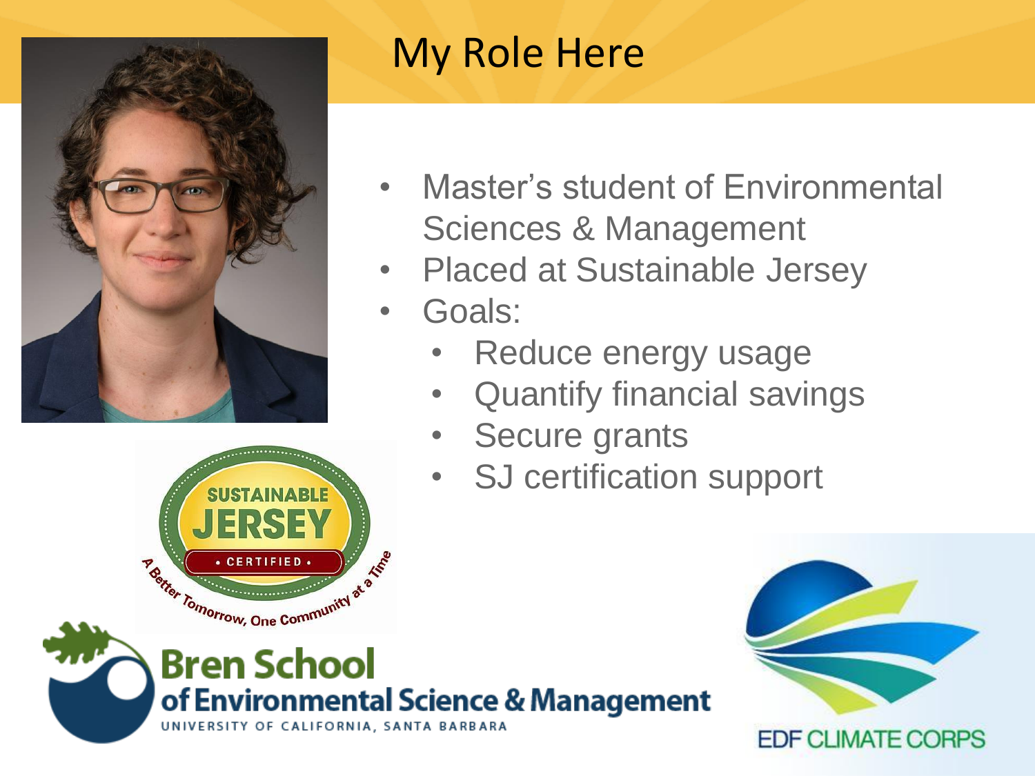# My Role Here

- Master's student of Environmental Sciences & Management
- Placed at Sustainable Jersey
- Goals:
  - Reduce energy usage
  - Quantify financial savings
  - Secure grants
  - SJ certification support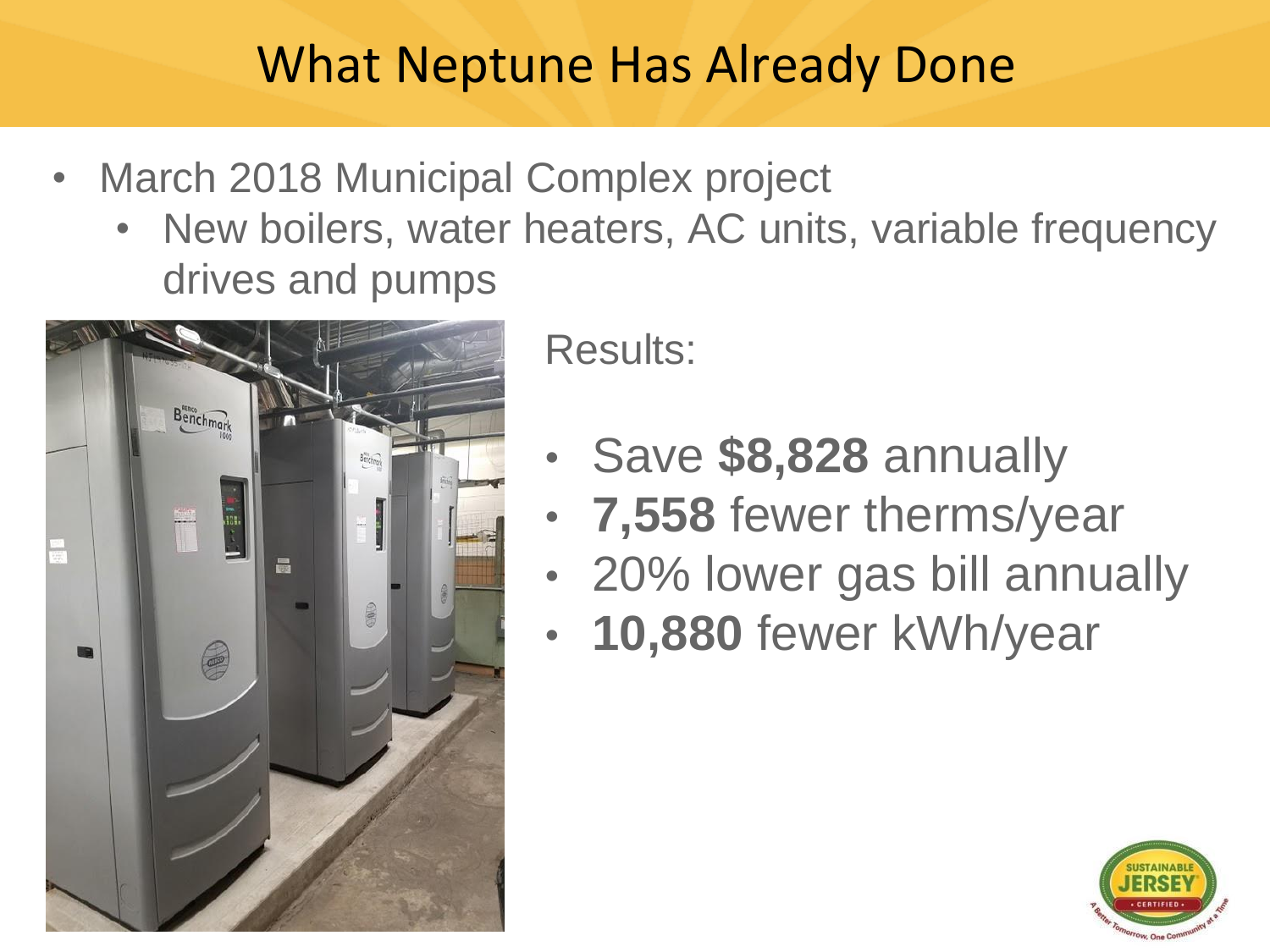# What Neptune Has Already Done

- March 2018 Municipal Complex project
  - New boilers, water heaters, AC units, variable frequency drives and pumps

Results:

- Save **$8,828** annually
- **7,558** fewer therms/year
- 20% lower gas bill annually
- **10,880** fewer kWh/year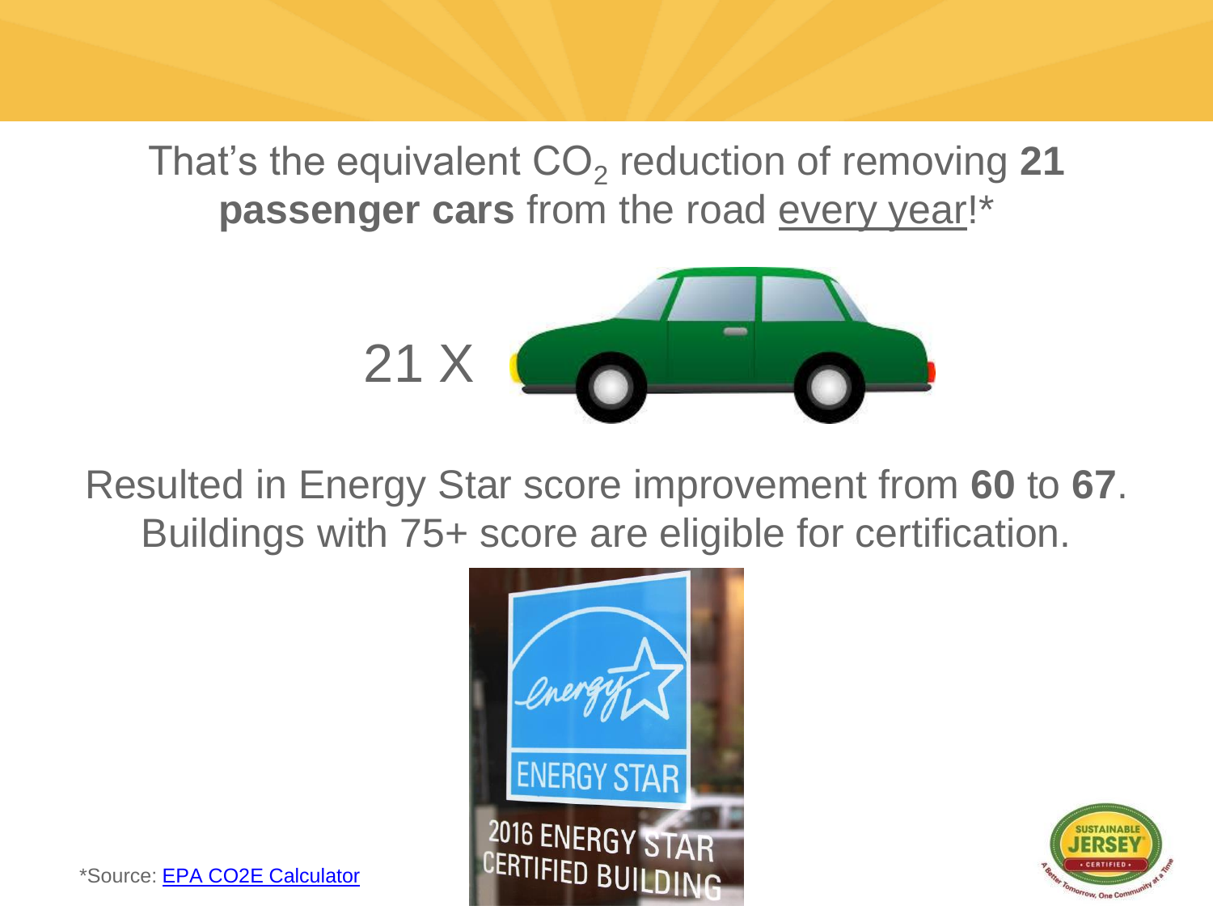That's the equivalent $CO_2$ reduction of removing **21 passenger cars** from the road every year!*

21 X

Resulted in Energy Star score improvement from **60** to **67**. Buildings with 75+ score are eligible for certification.

*Source: [EPA CO2E Calculator]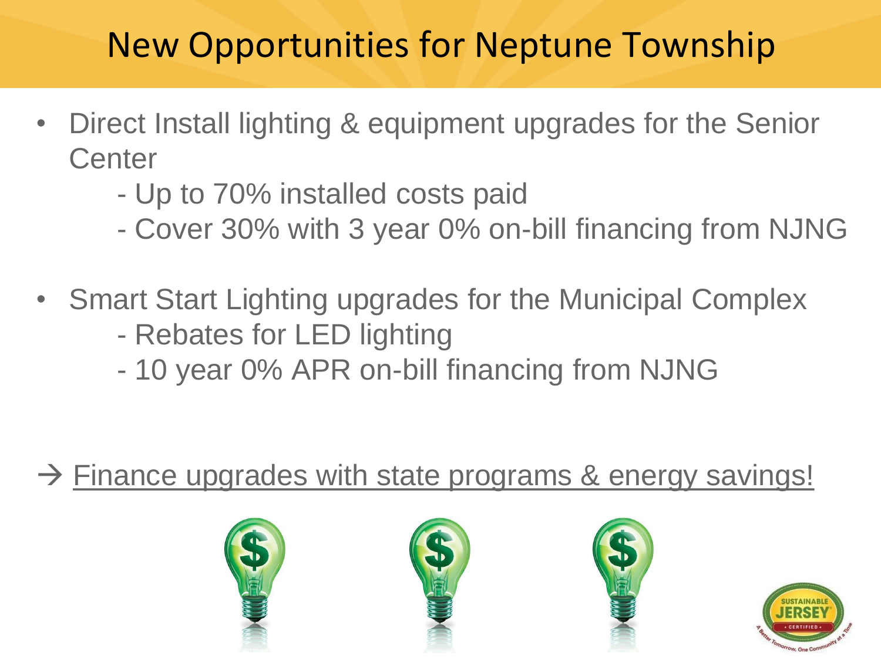# New Opportunities for Neptune Township

- Direct Install lighting & equipment upgrades for the Senior Center
  - Up to 70% installed costs paid
  - Cover 30% with 3 year 0% on-bill financing from NJNG

- Smart Start Lighting upgrades for the Municipal Complex
  - Rebates for LED lighting
  - 10 year 0% APR on-bill financing from NJNG

→ <u>Finance upgrades with state programs & energy savings!</u>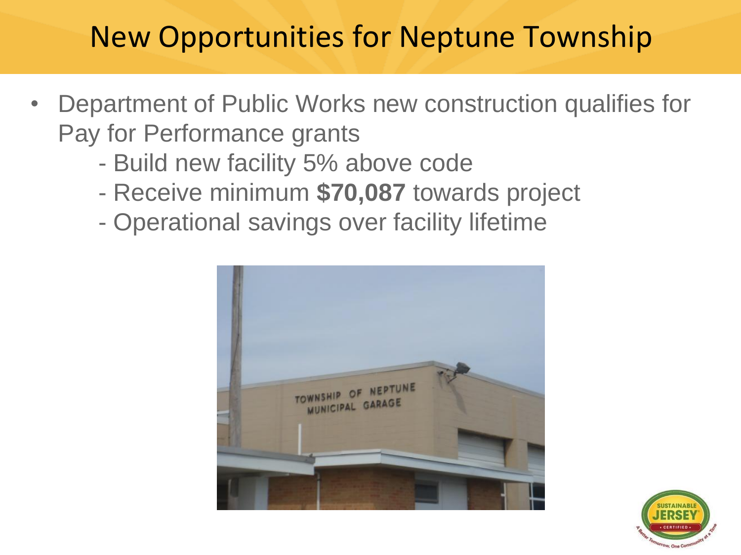# New Opportunities for Neptune Township

- Department of Public Works new construction qualifies for Pay for Performance grants
  - Build new facility 5% above code
  - Receive minimum **$70,087** towards project
  - Operational savings over facility lifetime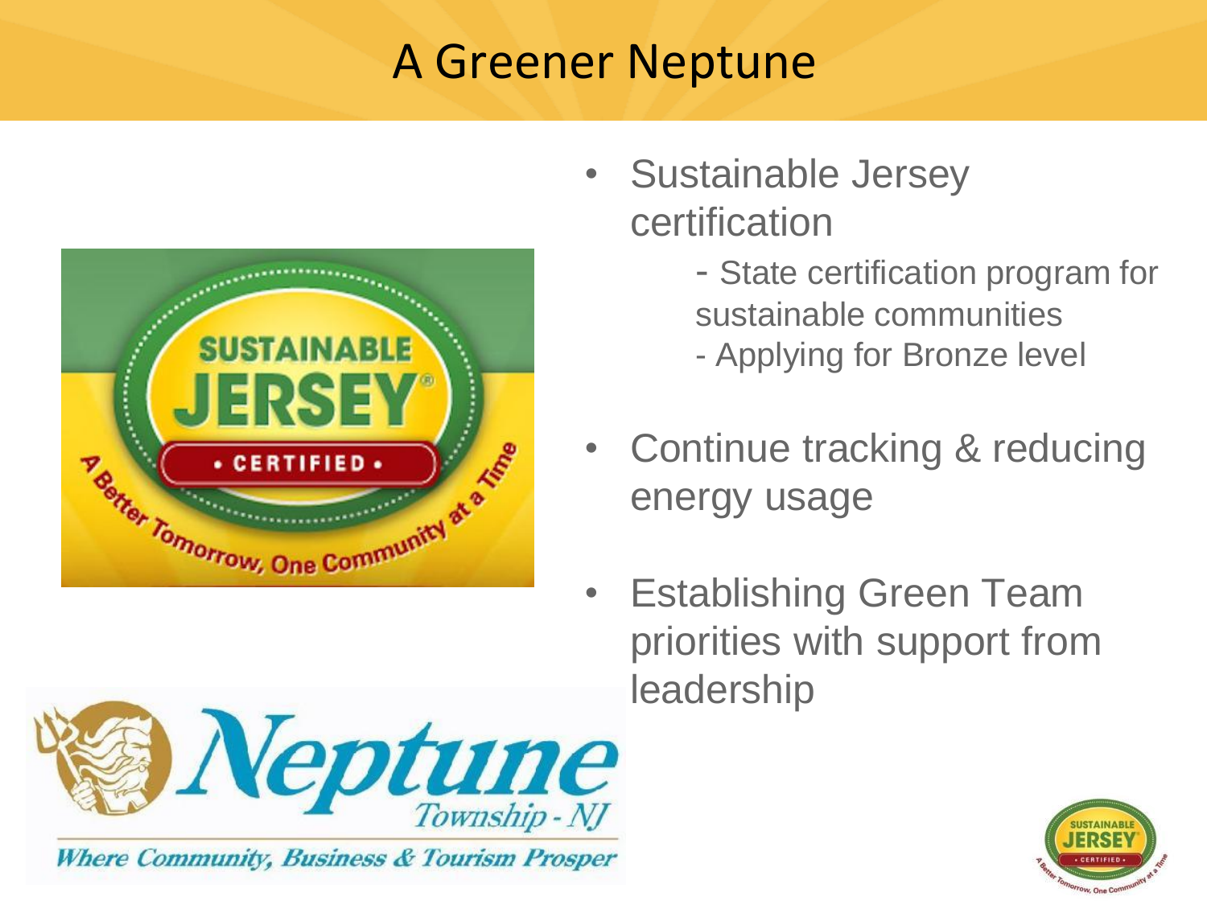# A Greener Neptune

- Sustainable Jersey certification
  - State certification program for sustainable communities
  - Applying for Bronze level
- Continue tracking & reducing energy usage
- Establishing Green Team priorities with support from leadership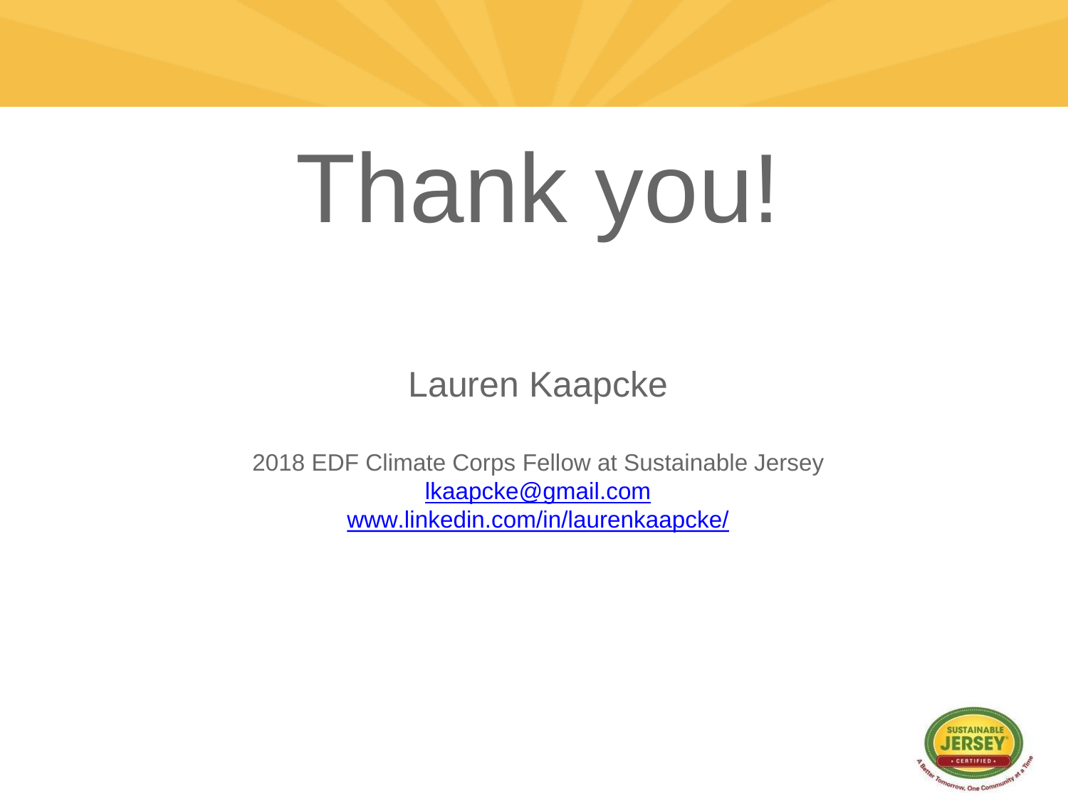# Thank you!

Lauren Kaapcke

2018 EDF Climate Corps Fellow at Sustainable Jersey
lkaapcke@gmail.com
www.linkedin.com/in/laurenkaapcke/